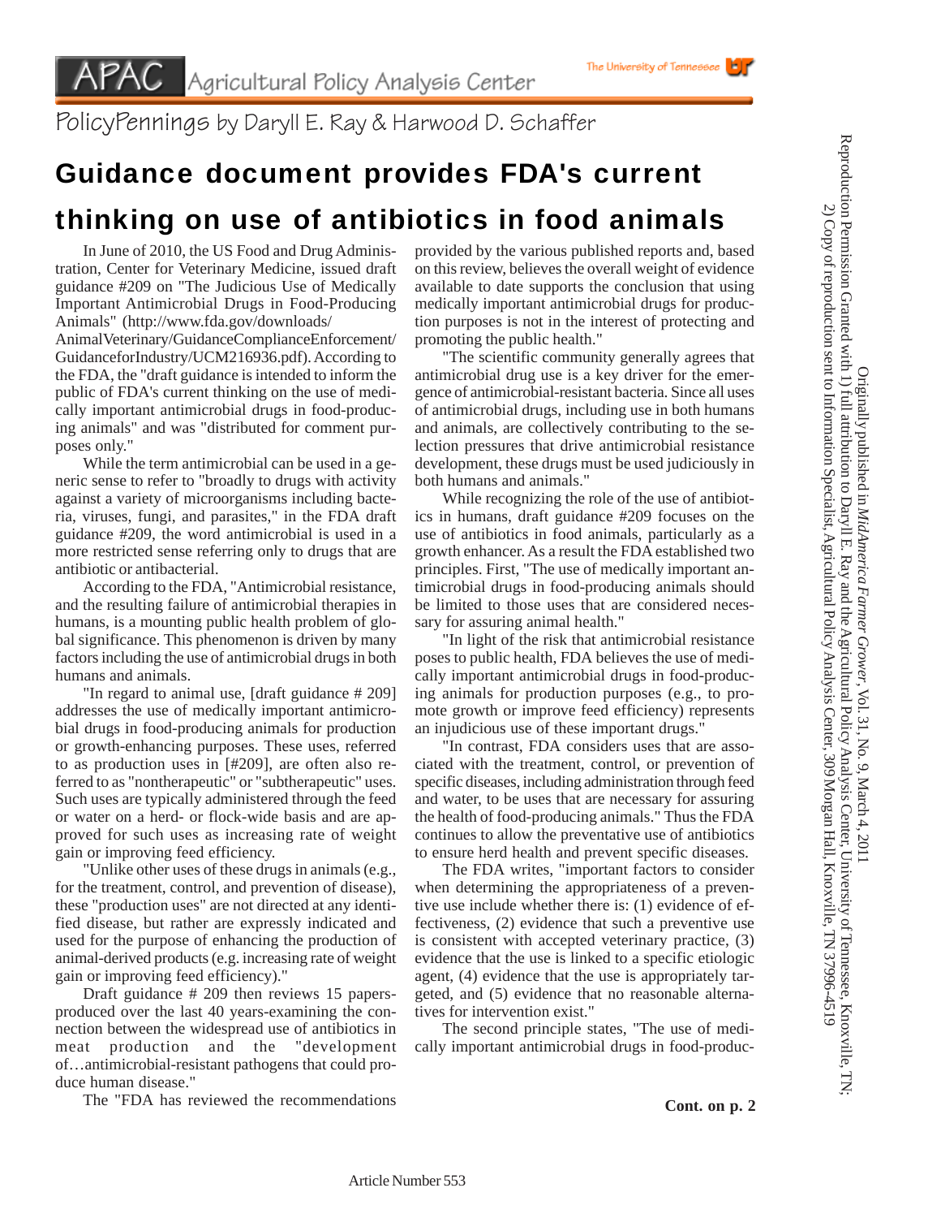APAC Agricultural Policy Analysis Center

The University of Tennessee

PolicyPennings by Daryll E. Ray & Harwood D. Schaffer

# Guidance document provides FDA's current thinking on use of antibiotics in food animals

In June of 2010, the US Food and Drug Administration, Center for Veterinary Medicine, issued draft guidance #209 on "The Judicious Use of Medically Important Antimicrobial Drugs in Food-Producing Animals" (http://www.fda.gov/downloads/AnimalVeterinary/GuidanceComplianceEnforcement/GuidanceforIndustry/UCM216936.pdf). According to the FDA, the "draft guidance is intended to inform the public of FDA's current thinking on the use of medically important antimicrobial drugs in food-producing animals" and was "distributed for comment purposes only."

While the term antimicrobial can be used in a generic sense to refer to "broadly to drugs with activity against a variety of microorganisms including bacteria, viruses, fungi, and parasites," in the FDA draft guidance #209, the word antimicrobial is used in a more restricted sense referring only to drugs that are antibiotic or antibacterial.

According to the FDA, "Antimicrobial resistance, and the resulting failure of antimicrobial therapies in humans, is a mounting public health problem of global significance. This phenomenon is driven by many factors including the use of antimicrobial drugs in both humans and animals.

"In regard to animal use, [draft guidance # 209] addresses the use of medically important antimicrobial drugs in food-producing animals for production or growth-enhancing purposes. These uses, referred to as production uses in [#209], are often also referred to as "nontherapeutic" or "subtherapeutic" uses. Such uses are typically administered through the feed or water on a herd- or flock-wide basis and are approved for such uses as increasing rate of weight gain or improving feed efficiency.

"Unlike other uses of these drugs in animals (e.g., for the treatment, control, and prevention of disease), these "production uses" are not directed at any identified disease, but rather are expressly indicated and used for the purpose of enhancing the production of animal-derived products (e.g. increasing rate of weight gain or improving feed efficiency)."

Draft guidance # 209 then reviews 15 papers-produced over the last 40 years-examining the connection between the widespread use of antibiotics in meat production and the "development of…antimicrobial-resistant pathogens that could produce human disease."

The "FDA has reviewed the recommendations provided by the various published reports and, based on this review, believes the overall weight of evidence available to date supports the conclusion that using medically important antimicrobial drugs for production purposes is not in the interest of protecting and promoting the public health."

"The scientific community generally agrees that antimicrobial drug use is a key driver for the emergence of antimicrobial-resistant bacteria. Since all uses of antimicrobial drugs, including use in both humans and animals, are collectively contributing to the selection pressures that drive antimicrobial resistance development, these drugs must be used judiciously in both humans and animals."

While recognizing the role of the use of antibiotics in humans, draft guidance #209 focuses on the use of antibiotics in food animals, particularly as a growth enhancer. As a result the FDA established two principles. First, "The use of medically important antimicrobial drugs in food-producing animals should be limited to those uses that are considered necessary for assuring animal health."

"In light of the risk that antimicrobial resistance poses to public health, FDA believes the use of medically important antimicrobial drugs in food-producing animals for production purposes (e.g., to promote growth or improve feed efficiency) represents an injudicious use of these important drugs."

"In contrast, FDA considers uses that are associated with the treatment, control, or prevention of specific diseases, including administration through feed and water, to be uses that are necessary for assuring the health of food-producing animals." Thus the FDA continues to allow the preventative use of antibiotics to ensure herd health and prevent specific diseases.

The FDA writes, "important factors to consider when determining the appropriateness of a preventive use include whether there is: (1) evidence of effectiveness, (2) evidence that such a preventive use is consistent with accepted veterinary practice, (3) evidence that the use is linked to a specific etiologic agent, (4) evidence that the use is appropriately targeted, and (5) evidence that no reasonable alternatives for intervention exist."

The second principle states, "The use of medically important antimicrobial drugs in food-produc-

**Cont. on p. 2**

Originally published in *MidAmerica Farmer Grower*, Vol. 31, No. 9, March 4, 2011
Reproduction Permission Granted with 1) full attribution to Daryll E. Ray and the Agricultural Policy Analysis Center, University of Tennessee, Knoxville, TN; 2) Copy of reproduction sent to Information Specialist, Agricultural Policy Analysis Center, 309 Morgan Hall, Knoxville, TN 37996-4519

Article Number 553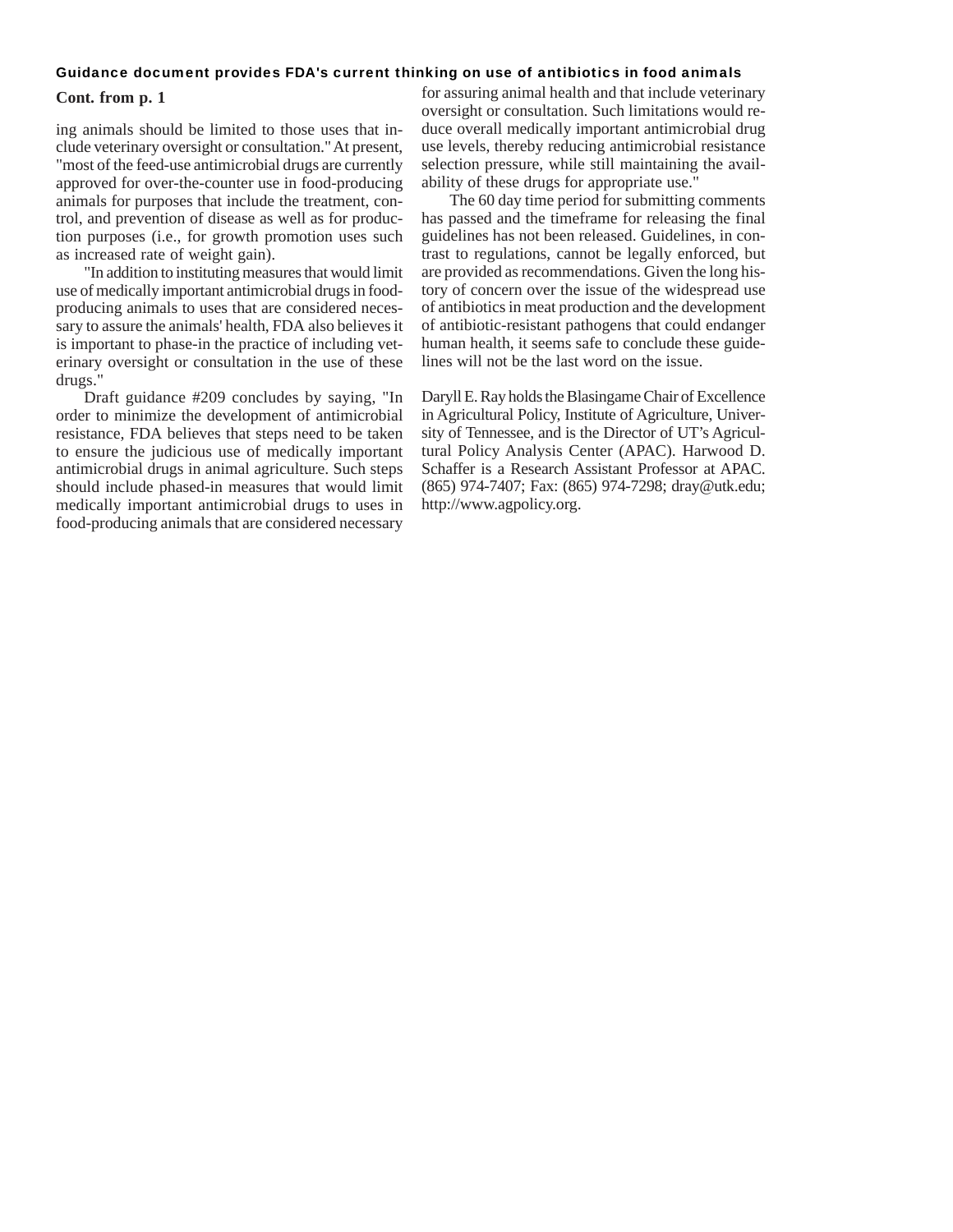## Guidance document provides FDA's current thinking on use of antibiotics in food animals

**Cont. from p. 1**

ing animals should be limited to those uses that include veterinary oversight or consultation." At present, "most of the feed-use antimicrobial drugs are currently approved for over-the-counter use in food-producing animals for purposes that include the treatment, control, and prevention of disease as well as for production purposes (i.e., for growth promotion uses such as increased rate of weight gain).

"In addition to instituting measures that would limit use of medically important antimicrobial drugs in food-producing animals to uses that are considered necessary to assure the animals' health, FDA also believes it is important to phase-in the practice of including veterinary oversight or consultation in the use of these drugs."

Draft guidance #209 concludes by saying, "In order to minimize the development of antimicrobial resistance, FDA believes that steps need to be taken to ensure the judicious use of medically important antimicrobial drugs in animal agriculture. Such steps should include phased-in measures that would limit medically important antimicrobial drugs to uses in food-producing animals that are considered necessary for assuring animal health and that include veterinary oversight or consultation. Such limitations would reduce overall medically important antimicrobial drug use levels, thereby reducing antimicrobial resistance selection pressure, while still maintaining the availability of these drugs for appropriate use."

The 60 day time period for submitting comments has passed and the timeframe for releasing the final guidelines has not been released. Guidelines, in contrast to regulations, cannot be legally enforced, but are provided as recommendations. Given the long history of concern over the issue of the widespread use of antibiotics in meat production and the development of antibiotic-resistant pathogens that could endanger human health, it seems safe to conclude these guidelines will not be the last word on the issue.

Daryll E. Ray holds the Blasingame Chair of Excellence in Agricultural Policy, Institute of Agriculture, University of Tennessee, and is the Director of UT's Agricultural Policy Analysis Center (APAC). Harwood D. Schaffer is a Research Assistant Professor at APAC. (865) 974-7407; Fax: (865) 974-7298; dray@utk.edu; http://www.agpolicy.org.